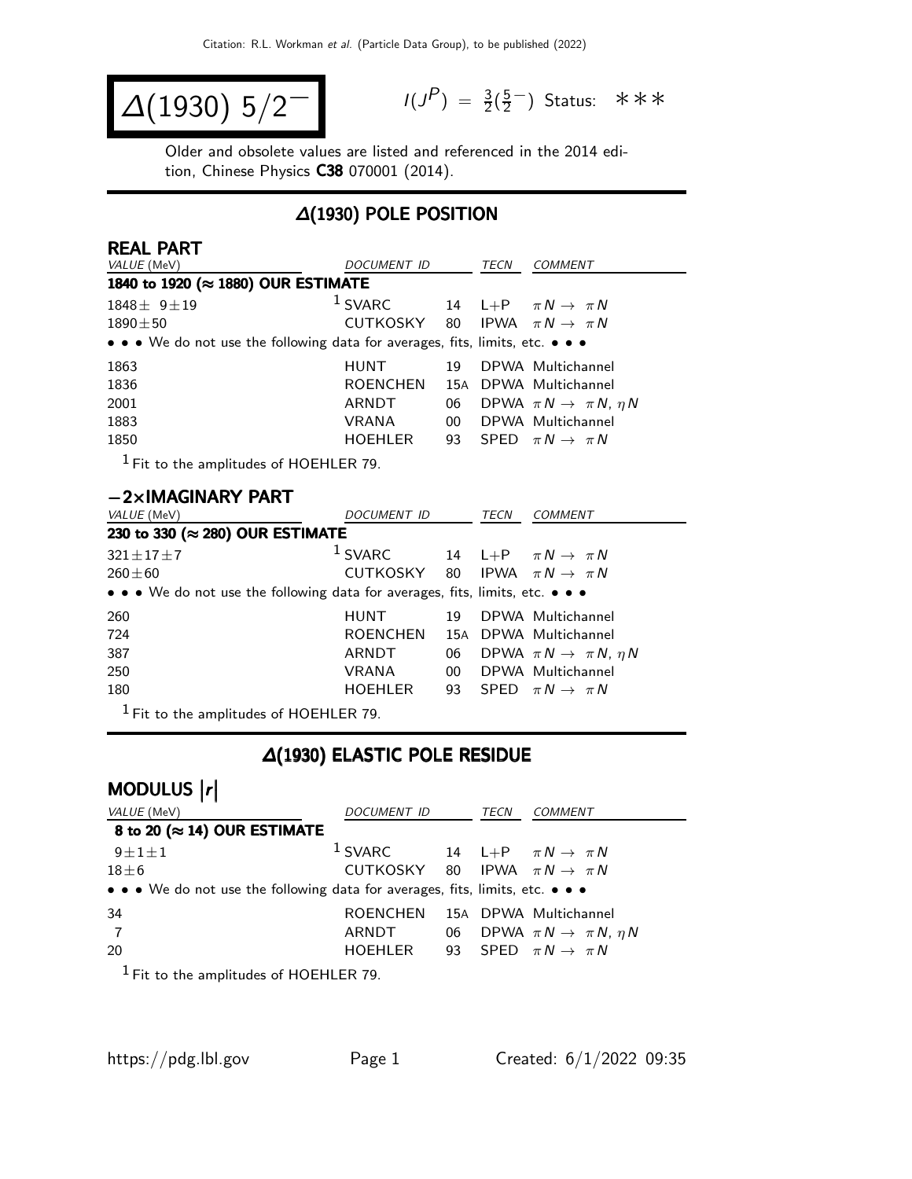Citation: R.L. Workman *et al.* (Particle Data Group), to be published (2022)

# $\Delta(1930)\ 5/2^-$

$I(J^P) = \frac{3}{2}(\frac{5}{2}^-)$ Status: ∗∗∗

Older and obsolete values are listed and referenced in the 2014 edition, Chinese Physics **C38** 070001 (2014).

## $\Delta(1930)$ POLE POSITION

### REAL PART

| VALUE (MeV) | DOCUMENT ID | | TECN | COMMENT |
|---|---|---|---|---|
| **1840 to 1920 (≈ 1880) OUR ESTIMATE** | | | | |
| $1848 \pm 9 \pm 19$ | [1] SVARC | 14 | L+P | $\pi N \to \pi N$ |
| $1890 \pm 50$ | CUTKOSKY | 80 | IPWA | $\pi N \to \pi N$ |
| • • • We do not use the following data for averages, fits, limits, etc. • • • | | | | |
| 1863 | HUNT | 19 | DPWA | Multichannel |
| 1836 | ROENCHEN | 15A | DPWA | Multichannel |
| 2001 | ARNDT | 06 | DPWA | $\pi N \to \pi N, \eta N$ |
| 1883 | VRANA | 00 | DPWA | Multichannel |
| 1850 | HOEHLER | 93 | SPED | $\pi N \to \pi N$ |

[1] Fit to the amplitudes of HOEHLER 79.

### −2×IMAGINARY PART

| VALUE (MeV) | DOCUMENT ID | | TECN | COMMENT |
|---|---|---|---|---|
| **230 to 330 (≈ 280) OUR ESTIMATE** | | | | |
| $321 \pm 17 \pm 7$ | [1] SVARC | 14 | L+P | $\pi N \to \pi N$ |
| $260 \pm 60$ | CUTKOSKY | 80 | IPWA | $\pi N \to \pi N$ |
| • • • We do not use the following data for averages, fits, limits, etc. • • • | | | | |
| 260 | HUNT | 19 | DPWA | Multichannel |
| 724 | ROENCHEN | 15A | DPWA | Multichannel |
| 387 | ARNDT | 06 | DPWA | $\pi N \to \pi N, \eta N$ |
| 250 | VRANA | 00 | DPWA | Multichannel |
| 180 | HOEHLER | 93 | SPED | $\pi N \to \pi N$ |

[1] Fit to the amplitudes of HOEHLER 79.

## $\Delta(1930)$ ELASTIC POLE RESIDUE

### MODULUS $|r|$

| VALUE (MeV) | DOCUMENT ID | | TECN | COMMENT |
|---|---|---|---|---|
| **8 to 20 (≈ 14) OUR ESTIMATE** | | | | |
| $9 \pm 1 \pm 1$ | [1] SVARC | 14 | L+P | $\pi N \to \pi N$ |
| $18 \pm 6$ | CUTKOSKY | 80 | IPWA | $\pi N \to \pi N$ |
| • • • We do not use the following data for averages, fits, limits, etc. • • • | | | | |
| 34 | ROENCHEN | 15A | DPWA | Multichannel |
| 7 | ARNDT | 06 | DPWA | $\pi N \to \pi N, \eta N$ |
| 20 | HOEHLER | 93 | SPED | $\pi N \to \pi N$ |

[1] Fit to the amplitudes of HOEHLER 79.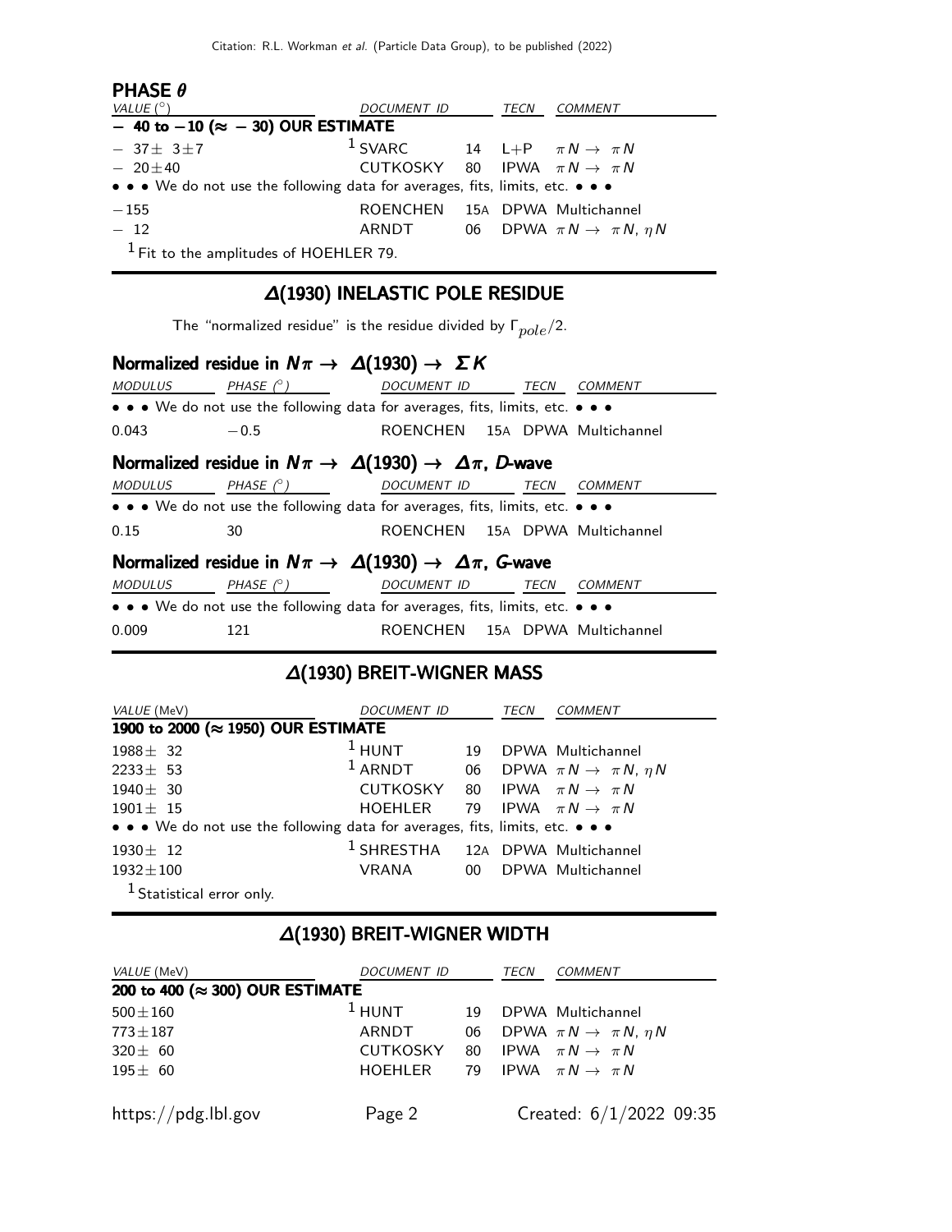### PHASE $\theta$

| VALUE (°) | DOCUMENT ID | | TECN | COMMENT |
|---|---|---|---|---|
| **− 40 to −10 (≈ − 30) OUR ESTIMATE** | | | | |
| − 37± 3±7 | [1] SVARC | 14 | L+P | $\pi N \to \pi N$ |
| − 20±40 | CUTKOSKY | 80 | IPWA | $\pi N \to \pi N$ |
| • • • We do not use the following data for averages, fits, limits, etc. • • • | | | | |
| −155 | ROENCHEN | 15A | DPWA | Multichannel |
| − 12 | ARNDT | 06 | DPWA | $\pi N \to \pi N$, $\eta N$ |

[1] Fit to the amplitudes of HOEHLER 79.

## Δ(1930) INELASTIC POLE RESIDUE

The "normalized residue" is the residue divided by $\Gamma_{pole}/2$.

### Normalized residue in $N\pi \to \Delta(1930) \to \Sigma K$

| MODULUS | PHASE (°) | DOCUMENT ID | | TECN | COMMENT |
|---|---|---|---|---|---|
| • • • We do not use the following data for averages, fits, limits, etc. • • • | | | | | |
| 0.043 | −0.5 | ROENCHEN | 15A | DPWA | Multichannel |

### Normalized residue in $N\pi \to \Delta(1930) \to \Delta\pi$, *D*-wave

| MODULUS | PHASE (°) | DOCUMENT ID | | TECN | COMMENT |
|---|---|---|---|---|---|
| • • • We do not use the following data for averages, fits, limits, etc. • • • | | | | | |
| 0.15 | 30 | ROENCHEN | 15A | DPWA | Multichannel |

### Normalized residue in $N\pi \to \Delta(1930) \to \Delta\pi$, *G*-wave

| MODULUS | PHASE (°) | DOCUMENT ID | | TECN | COMMENT |
|---|---|---|---|---|---|
| • • • We do not use the following data for averages, fits, limits, etc. • • • | | | | | |
| 0.009 | 121 | ROENCHEN | 15A | DPWA | Multichannel |

## Δ(1930) BREIT-WIGNER MASS

| VALUE (MeV) | DOCUMENT ID | | TECN | COMMENT |
|---|---|---|---|---|
| **1900 to 2000 (≈ 1950) OUR ESTIMATE** | | | | |
| 1988± 32 | [1] HUNT | 19 | DPWA | Multichannel |
| 2233± 53 | [1] ARNDT | 06 | DPWA | $\pi N \to \pi N$, $\eta N$ |
| 1940± 30 | CUTKOSKY | 80 | IPWA | $\pi N \to \pi N$ |
| 1901± 15 | HOEHLER | 79 | IPWA | $\pi N \to \pi N$ |
| • • • We do not use the following data for averages, fits, limits, etc. • • • | | | | |
| 1930± 12 | [1] SHRESTHA | 12A | DPWA | Multichannel |
| 1932±100 | VRANA | 00 | DPWA | Multichannel |

[1] Statistical error only.

## Δ(1930) BREIT-WIGNER WIDTH

| VALUE (MeV) | DOCUMENT ID | | TECN | COMMENT |
|---|---|---|---|---|
| **200 to 400 (≈ 300) OUR ESTIMATE** | | | | |
| 500±160 | [1] HUNT | 19 | DPWA | Multichannel |
| 773±187 | ARNDT | 06 | DPWA | $\pi N \to \pi N$, $\eta N$ |
| 320± 60 | CUTKOSKY | 80 | IPWA | $\pi N \to \pi N$ |
| 195± 60 | HOEHLER | 79 | IPWA | $\pi N \to \pi N$ |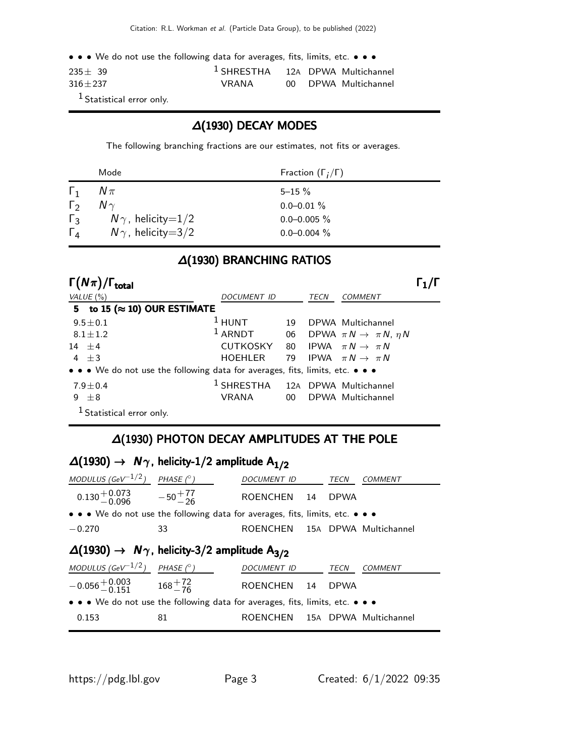• • • We do not use the following data for averages, fits, limits, etc. • • •

| | | | | |
|---|---|---|---|---|
| 235 ± 39 | [1] SHRESTHA | 12A | DPWA | Multichannel |
| 316 ± 237 | VRANA | 00 | DPWA | Multichannel |

[1] Statistical error only.

## Δ(1930) DECAY MODES

The following branching fractions are our estimates, not fits or averages.

| | Mode | Fraction ($\Gamma_i/\Gamma$) |
|---|---|---|
| $\Gamma_1$ | $N\pi$ | 5–15 % |
| $\Gamma_2$ | $N\gamma$ | 0.0–0.01 % |
| $\Gamma_3$ | $N\gamma$, helicity=1/2 | 0.0–0.005 % |
| $\Gamma_4$ | $N\gamma$, helicity=3/2 | 0.0–0.004 % |

## Δ(1930) BRANCHING RATIOS

### $\Gamma(N\pi)/\Gamma_{total}$ — $\Gamma_1/\Gamma$

| VALUE (%) | DOCUMENT ID | | TECN | COMMENT |
|---|---|---|---|---|
| **5 to 15 (≈ 10) OUR ESTIMATE** | | | | |
| 9.5 ± 0.1 | [1] HUNT | 19 | DPWA | Multichannel |
| 8.1 ± 1.2 | [1] ARNDT | 06 | DPWA | $\pi N \to \pi N$, $\eta N$ |
| 14 ± 4 | CUTKOSKY | 80 | IPWA | $\pi N \to \pi N$ |
| 4 ± 3 | HOEHLER | 79 | IPWA | $\pi N \to \pi N$ |
| • • • We do not use the following data for averages, fits, limits, etc. • • • | | | | |
| 7.9 ± 0.4 | [1] SHRESTHA | 12A | DPWA | Multichannel |
| 9 ± 8 | VRANA | 00 | DPWA | Multichannel |

[1] Statistical error only.

## Δ(1930) PHOTON DECAY AMPLITUDES AT THE POLE

### Δ(1930) → $N\gamma$, helicity-1/2 amplitude $A_{1/2}$

| MODULUS (GeV$^{-1/2}$) | PHASE (°) | DOCUMENT ID | | TECN | COMMENT |
|---|---|---|---|---|---|
| $0.130^{+0.073}_{-0.096}$ | $-50^{+77}_{-26}$ | ROENCHEN | 14 | DPWA | |
| • • • We do not use the following data for averages, fits, limits, etc. • • • | | | | | |
| −0.270 | 33 | ROENCHEN | 15A | DPWA | Multichannel |

### Δ(1930) → $N\gamma$, helicity-3/2 amplitude $A_{3/2}$

| MODULUS (GeV$^{-1/2}$) | PHASE (°) | DOCUMENT ID | | TECN | COMMENT |
|---|---|---|---|---|---|
| $-0.056^{+0.003}_{-0.151}$ | $168^{+72}_{-76}$ | ROENCHEN | 14 | DPWA | |
| • • • We do not use the following data for averages, fits, limits, etc. • • • | | | | | |
| 0.153 | 81 | ROENCHEN | 15A | DPWA | Multichannel |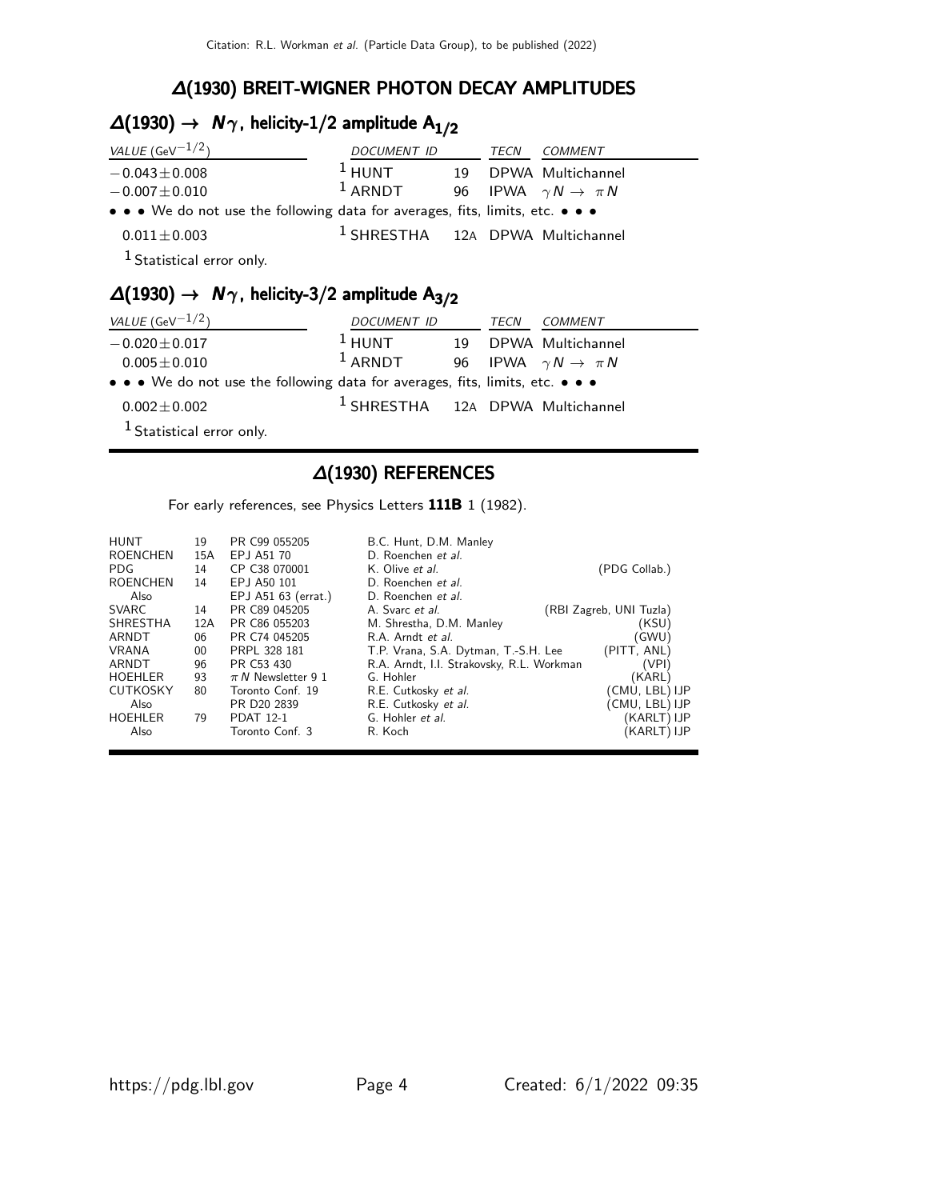## Δ(1930) BREIT-WIGNER PHOTON DECAY AMPLITUDES

### Δ(1930) → $N\gamma$, helicity-1/2 amplitude $A_{1/2}$

| VALUE (GeV$^{-1/2}$) | DOCUMENT ID | | TECN | COMMENT |
|---|---|---|---|---|
| $-0.043\pm0.008$ | [1] HUNT | 19 | DPWA | Multichannel |
| $-0.007\pm0.010$ | [1] ARNDT | 96 | IPWA | $\gamma N \rightarrow \pi N$ |
| • • • We do not use the following data for averages, fits, limits, etc. • • • | | | | |
| $0.011\pm0.003$ | [1] SHRESTHA | 12A | DPWA | Multichannel |

[1] Statistical error only.

### Δ(1930) → $N\gamma$, helicity-3/2 amplitude $A_{3/2}$

| VALUE (GeV$^{-1/2}$) | DOCUMENT ID | | TECN | COMMENT |
|---|---|---|---|---|
| $-0.020\pm0.017$ | [1] HUNT | 19 | DPWA | Multichannel |
| $0.005\pm0.010$ | [1] ARNDT | 96 | IPWA | $\gamma N \rightarrow \pi N$ |
| • • • We do not use the following data for averages, fits, limits, etc. • • • | | | | |
| $0.002\pm0.002$ | [1] SHRESTHA | 12A | DPWA | Multichannel |

[1] Statistical error only.

## Δ(1930) REFERENCES

For early references, see Physics Letters **111B** 1 (1982).

| | | | | |
|---|---|---|---|---|
| HUNT | 19 | PR C99 055205 | B.C. Hunt, D.M. Manley | |
| ROENCHEN | 15A | EPJ A51 70 | D. Roenchen *et al.* | |
| PDG | 14 | CP C38 070001 | K. Olive *et al.* | (PDG Collab.) |
| ROENCHEN | 14 | EPJ A50 101 | D. Roenchen *et al.* | |
| Also | | EPJ A51 63 (errat.) | D. Roenchen *et al.* | |
| SVARC | 14 | PR C89 045205 | A. Svarc *et al.* | (RBI Zagreb, UNI Tuzla) |
| SHRESTHA | 12A | PR C86 055203 | M. Shrestha, D.M. Manley | (KSU) |
| ARNDT | 06 | PR C74 045205 | R.A. Arndt *et al.* | (GWU) |
| VRANA | 00 | PRPL 328 181 | T.P. Vrana, S.A. Dytman, T.-S.H. Lee | (PITT, ANL) |
| ARNDT | 96 | PR C53 430 | R.A. Arndt, I.I. Strakovsky, R.L. Workman | (VPI) |
| HOEHLER | 93 | $\pi N$ Newsletter 9 1 | G. Hohler | (KARL) |
| CUTKOSKY | 80 | Toronto Conf. 19 | R.E. Cutkosky *et al.* | (CMU, LBL) IJP |
| Also | | PR D20 2839 | R.E. Cutkosky *et al.* | (CMU, LBL) IJP |
| HOEHLER | 79 | PDAT 12-1 | G. Hohler *et al.* | (KARLT) IJP |
| Also | | Toronto Conf. 3 | R. Koch | (KARLT) IJP |